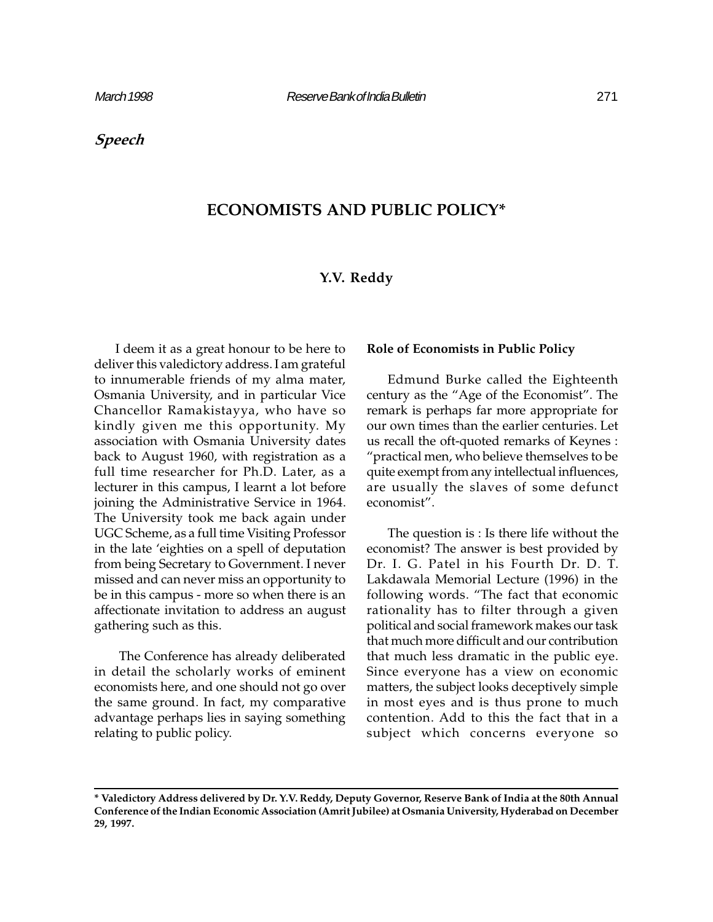*Speech*

# ECONOMISTS AND PUBLIC POLICY*

**Y.V. Reddy**

I deem it as a great honour to be here to deliver this valedictory address. I am grateful to innumerable friends of my alma mater, Osmania University, and in particular Vice Chancellor Ramakistayya, who have so kindly given me this opportunity. My association with Osmania University dates back to August 1960, with registration as a full time researcher for Ph.D. Later, as a lecturer in this campus, I learnt a lot before joining the Administrative Service in 1964. The University took me back again under UGC Scheme, as a full time Visiting Professor in the late 'eighties on a spell of deputation from being Secretary to Government. I never missed and can never miss an opportunity to be in this campus - more so when there is an affectionate invitation to address an august gathering such as this.

The Conference has already deliberated in detail the scholarly works of eminent economists here, and one should not go over the same ground. In fact, my comparative advantage perhaps lies in saying something relating to public policy.

## Role of Economists in Public Policy

Edmund Burke called the Eighteenth century as the "Age of the Economist". The remark is perhaps far more appropriate for our own times than the earlier centuries. Let us recall the oft-quoted remarks of Keynes : "practical men, who believe themselves to be quite exempt from any intellectual influences, are usually the slaves of some defunct economist".

The question is : Is there life without the economist? The answer is best provided by Dr. I. G. Patel in his Fourth Dr. D. T. Lakdawala Memorial Lecture (1996) in the following words. "The fact that economic rationality has to filter through a given political and social framework makes our task that much more difficult and our contribution that much less dramatic in the public eye. Since everyone has a view on economic matters, the subject looks deceptively simple in most eyes and is thus prone to much contention. Add to this the fact that in a subject which concerns everyone so

---

**\* Valedictory Address delivered by Dr. Y.V. Reddy, Deputy Governor, Reserve Bank of India at the 80th Annual Conference of the Indian Economic Association (Amrit Jubilee) at Osmania University, Hyderabad on December 29, 1997.**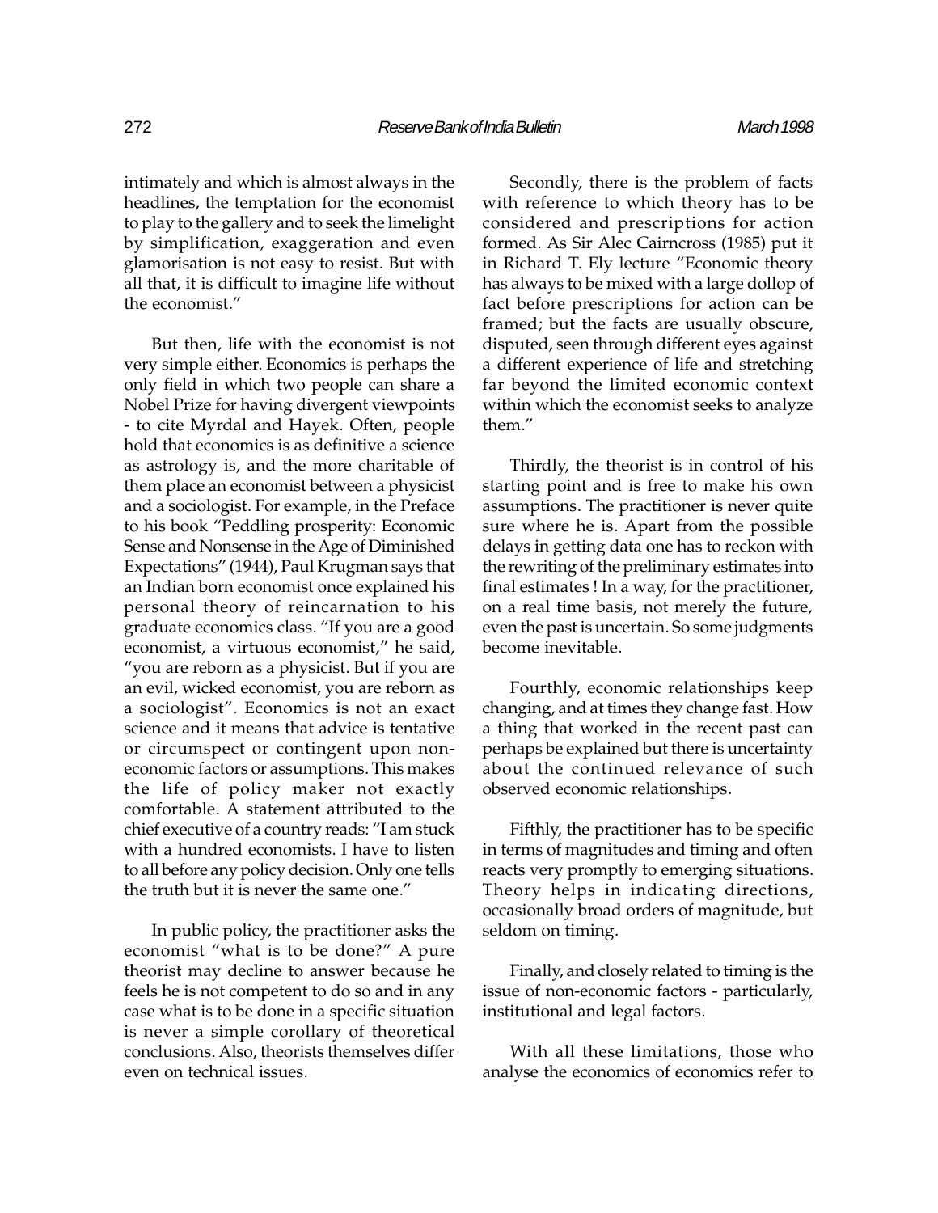intimately and which is almost always in the headlines, the temptation for the economist to play to the gallery and to seek the limelight by simplification, exaggeration and even glamorisation is not easy to resist. But with all that, it is difficult to imagine life without the economist."

But then, life with the economist is not very simple either. Economics is perhaps the only field in which two people can share a Nobel Prize for having divergent viewpoints - to cite Myrdal and Hayek. Often, people hold that economics is as definitive a science as astrology is, and the more charitable of them place an economist between a physicist and a sociologist. For example, in the Preface to his book "Peddling prosperity: Economic Sense and Nonsense in the Age of Diminished Expectations" (1944), Paul Krugman says that an Indian born economist once explained his personal theory of reincarnation to his graduate economics class. "If you are a good economist, a virtuous economist," he said, "you are reborn as a physicist. But if you are an evil, wicked economist, you are reborn as a sociologist". Economics is not an exact science and it means that advice is tentative or circumspect or contingent upon non-economic factors or assumptions. This makes the life of policy maker not exactly comfortable. A statement attributed to the chief executive of a country reads: "I am stuck with a hundred economists. I have to listen to all before any policy decision. Only one tells the truth but it is never the same one."

In public policy, the practitioner asks the economist "what is to be done?" A pure theorist may decline to answer because he feels he is not competent to do so and in any case what is to be done in a specific situation is never a simple corollary of theoretical conclusions. Also, theorists themselves differ even on technical issues.

Secondly, there is the problem of facts with reference to which theory has to be considered and prescriptions for action formed. As Sir Alec Cairncross (1985) put it in Richard T. Ely lecture "Economic theory has always to be mixed with a large dollop of fact before prescriptions for action can be framed; but the facts are usually obscure, disputed, seen through different eyes against a different experience of life and stretching far beyond the limited economic context within which the economist seeks to analyze them."

Thirdly, the theorist is in control of his starting point and is free to make his own assumptions. The practitioner is never quite sure where he is. Apart from the possible delays in getting data one has to reckon with the rewriting of the preliminary estimates into final estimates ! In a way, for the practitioner, on a real time basis, not merely the future, even the past is uncertain. So some judgments become inevitable.

Fourthly, economic relationships keep changing, and at times they change fast. How a thing that worked in the recent past can perhaps be explained but there is uncertainty about the continued relevance of such observed economic relationships.

Fifthly, the practitioner has to be specific in terms of magnitudes and timing and often reacts very promptly to emerging situations. Theory helps in indicating directions, occasionally broad orders of magnitude, but seldom on timing.

Finally, and closely related to timing is the issue of non-economic factors - particularly, institutional and legal factors.

With all these limitations, those who analyse the economics of economics refer to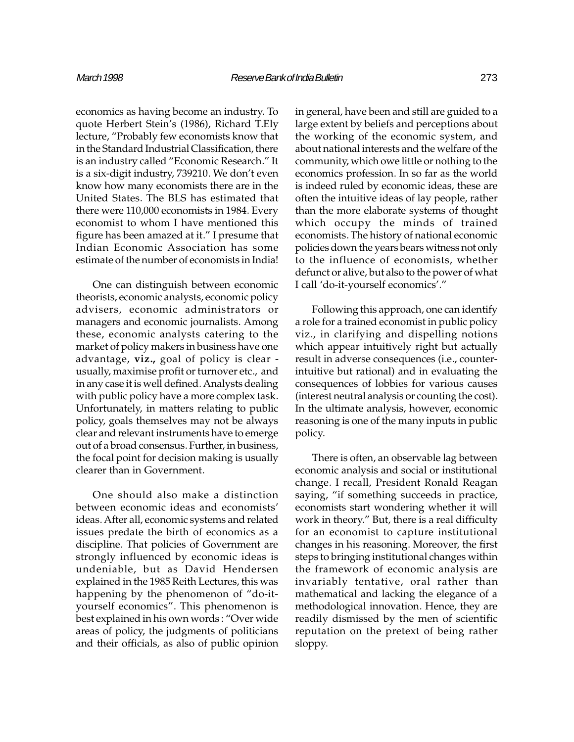economics as having become an industry. To quote Herbert Stein's (1986), Richard T.Ely lecture, "Probably few economists know that in the Standard Industrial Classification, there is an industry called "Economic Research." It is a six-digit industry, 739210. We don't even know how many economists there are in the United States. The BLS has estimated that there were 110,000 economists in 1984. Every economist to whom I have mentioned this figure has been amazed at it." I presume that Indian Economic Association has some estimate of the number of economists in India!

One can distinguish between economic theorists, economic analysts, economic policy advisers, economic administrators or managers and economic journalists. Among these, economic analysts catering to the market of policy makers in business have one advantage, **viz.,** goal of policy is clear - usually, maximise profit or turnover etc., and in any case it is well defined. Analysts dealing with public policy have a more complex task. Unfortunately, in matters relating to public policy, goals themselves may not be always clear and relevant instruments have to emerge out of a broad consensus. Further, in business, the focal point for decision making is usually clearer than in Government.

One should also make a distinction between economic ideas and economists' ideas. After all, economic systems and related issues predate the birth of economics as a discipline. That policies of Government are strongly influenced by economic ideas is undeniable, but as David Hendersen explained in the 1985 Reith Lectures, this was happening by the phenomenon of "do-it-yourself economics". This phenomenon is best explained in his own words : "Over wide areas of policy, the judgments of politicians and their officials, as also of public opinion in general, have been and still are guided to a large extent by beliefs and perceptions about the working of the economic system, and about national interests and the welfare of the community, which owe little or nothing to the economics profession. In so far as the world is indeed ruled by economic ideas, these are often the intuitive ideas of lay people, rather than the more elaborate systems of thought which occupy the minds of trained economists. The history of national economic policies down the years bears witness not only to the influence of economists, whether defunct or alive, but also to the power of what I call 'do-it-yourself economics'."

Following this approach, one can identify a role for a trained economist in public policy viz., in clarifying and dispelling notions which appear intuitively right but actually result in adverse consequences (i.e., counter-intuitive but rational) and in evaluating the consequences of lobbies for various causes (interest neutral analysis or counting the cost). In the ultimate analysis, however, economic reasoning is one of the many inputs in public policy.

There is often, an observable lag between economic analysis and social or institutional change. I recall, President Ronald Reagan saying, "if something succeeds in practice, economists start wondering whether it will work in theory." But, there is a real difficulty for an economist to capture institutional changes in his reasoning. Moreover, the first steps to bringing institutional changes within the framework of economic analysis are invariably tentative, oral rather than mathematical and lacking the elegance of a methodological innovation. Hence, they are readily dismissed by the men of scientific reputation on the pretext of being rather sloppy.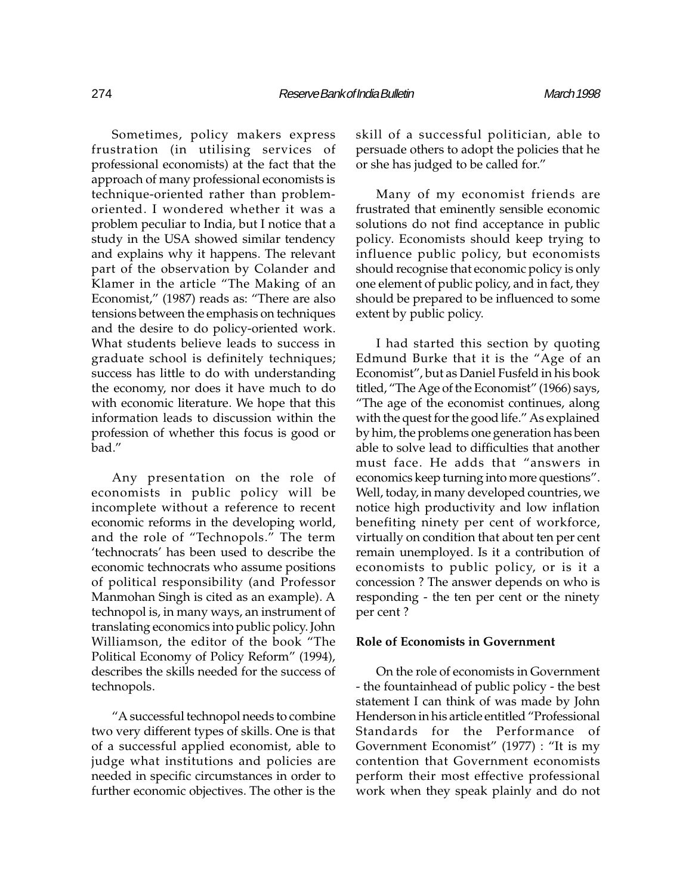Sometimes, policy makers express frustration (in utilising services of professional economists) at the fact that the approach of many professional economists is technique-oriented rather than problem-oriented. I wondered whether it was a problem peculiar to India, but I notice that a study in the USA showed similar tendency and explains why it happens. The relevant part of the observation by Colander and Klamer in the article "The Making of an Economist," (1987) reads as: "There are also tensions between the emphasis on techniques and the desire to do policy-oriented work. What students believe leads to success in graduate school is definitely techniques; success has little to do with understanding the economy, nor does it have much to do with economy literature. We hope that this information leads to discussion within the profession of whether this focus is good or bad."

Any presentation on the role of economists in public policy will be incomplete without a reference to recent economic reforms in the developing world, and the role of "Technopols." The term 'technocrats' has been used to describe the economic technocrats who assume positions of political responsibility (and Professor Manmohan Singh is cited as an example). A technopol is, in many ways, an instrument of translating economics into public policy. John Williamson, the editor of the book "The Political Economy of Policy Reform" (1994), describes the skills needed for the success of technopols.

"A successful technopol needs to combine two very different types of skills. One is that of a successful applied economist, able to judge what institutions and policies are needed in specific circumstances in order to further economic objectives. The other is the skill of a successful politician, able to persuade others to adopt the policies that he or she has judged to be called for."

Many of my economist friends are frustrated that eminently sensible economic solutions do not find acceptance in public policy. Economists should keep trying to influence public policy, but economists should recognise that economic policy is only one element of public policy, and in fact, they should be prepared to be influenced to some extent by public policy.

I had started this section by quoting Edmund Burke that it is the "Age of an Economist", but as Daniel Fusfeld in his book titled, "The Age of the Economist" (1966) says, "The age of the economist continues, along with the quest for the good life." As explained by him, the problems one generation has been able to solve lead to difficulties that another must face. He adds that "answers in economics keep turning into more questions". Well, today, in many developed countries, we notice high productivity and low inflation benefiting ninety per cent of workforce, virtually on condition that about ten per cent remain unemployed. Is it a contribution of economists to public policy, or is it a concession ? The answer depends on who is responding - the ten per cent or the ninety per cent ?

**Role of Economists in Government**

On the role of economists in Government - the fountainhead of public policy - the best statement I can think of was made by John Henderson in his article entitled "Professional Standards for the Performance of Government Economist" (1977) : "It is my contention that Government economists perform their most effective professional work when they speak plainly and do not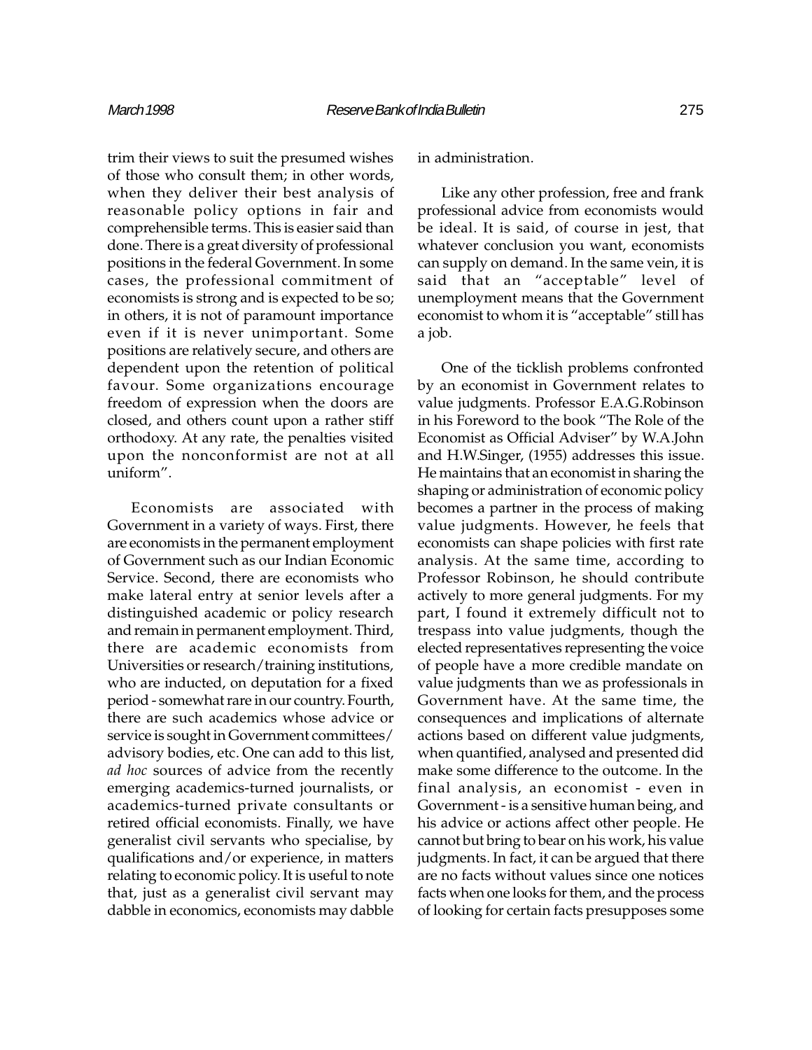trim their views to suit the presumed wishes of those who consult them; in other words, when they deliver their best analysis of reasonable policy options in fair and comprehensible terms. This is easier said than done. There is a great diversity of professional positions in the federal Government. In some cases, the professional commitment of economists is strong and is expected to be so; in others, it is not of paramount importance even if it is never unimportant. Some positions are relatively secure, and others are dependent upon the retention of political favour. Some organizations encourage freedom of expression when the doors are closed, and others count upon a rather stiff orthodoxy. At any rate, the penalties visited upon the nonconformist are not at all uniform".

Economists are associated with Government in a variety of ways. First, there are economists in the permanent employment of Government such as our Indian Economic Service. Second, there are economists who make lateral entry at senior levels after a distinguished academic or policy research and remain in permanent employment. Third, there are academic economists from Universities or research/training institutions, who are inducted, on deputation for a fixed period - somewhat rare in our country. Fourth, there are such academics whose advice or service is sought in Government committees/ advisory bodies, etc. One can add to this list, *ad hoc* sources of advice from the recently emerging academics-turned journalists, or academics-turned private consultants or retired official economists. Finally, we have generalist civil servants who specialise, by qualifications and/or experience, in matters relating to economic policy. It is useful to note that, just as a generalist civil servant may dabble in economics, economists may dabble in administration.

Like any other profession, free and frank professional advice from economists would be ideal. It is said, of course in jest, that whatever conclusion you want, economists can supply on demand. In the same vein, it is said that an "acceptable" level of unemployment means that the Government economist to whom it is "acceptable" still has a job.

One of the ticklish problems confronted by an economist in Government relates to value judgments. Professor E.A.G.Robinson in his Foreword to the book "The Role of the Economist as Official Adviser" by W.A.John and H.W.Singer, (1955) addresses this issue. He maintains that an economist in sharing the shaping or administration of economic policy becomes a partner in the process of making value judgments. However, he feels that economists can shape policies with first rate analysis. At the same time, according to Professor Robinson, he should contribute actively to more general judgments. For my part, I found it extremely difficult not to trespass into value judgments, though the elected representatives representing the voice of people have a more credible mandate on value judgments than we as professionals in Government have. At the same time, the consequences and implications of alternate actions based on different value judgments, when quantified, analysed and presented did make some difference to the outcome. In the final analysis, an economist - even in Government - is a sensitive human being, and his advice or actions affect other people. He cannot but bring to bear on his work, his value judgments. In fact, it can be argued that there are no facts without values since one notices facts when one looks for them, and the process of looking for certain facts presupposes some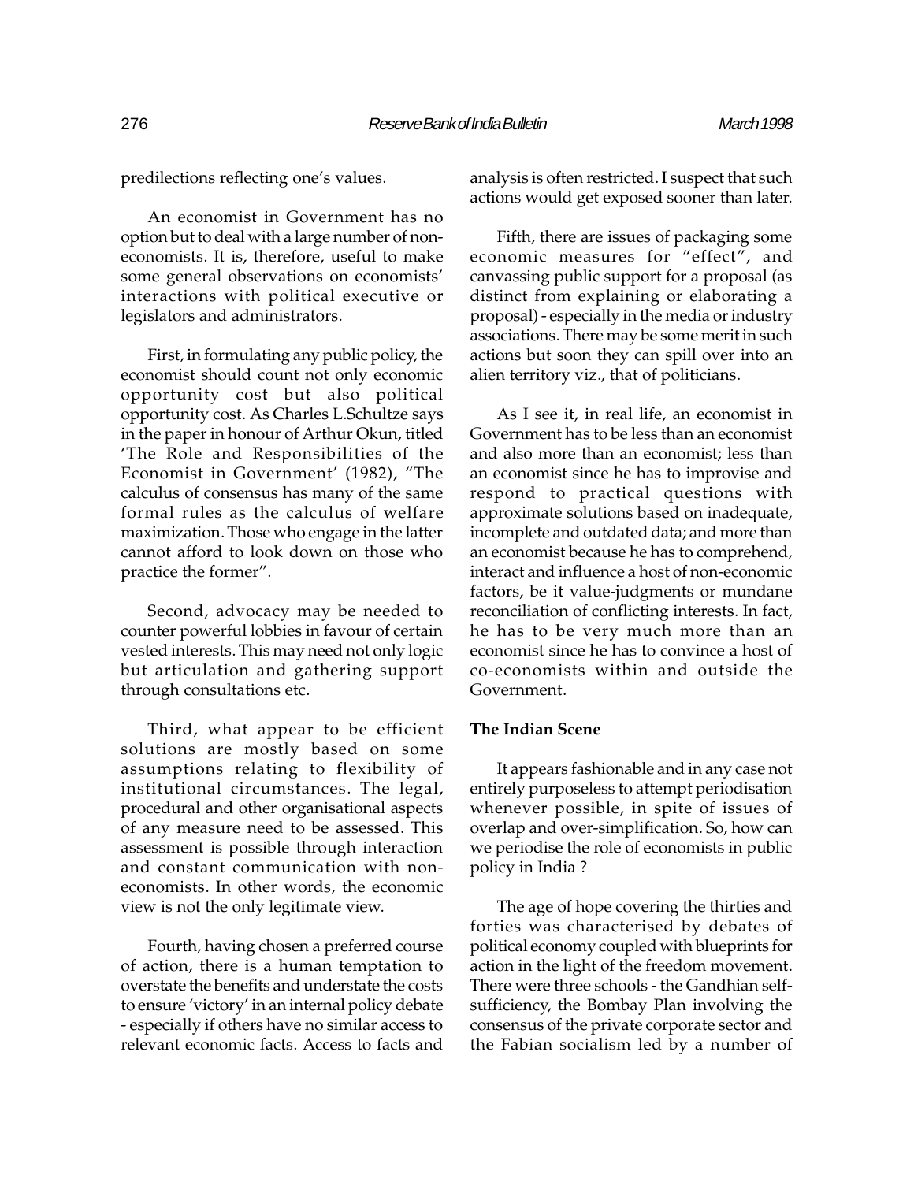predilections reflecting one's values.

An economist in Government has no option but to deal with a large number of non-economists. It is, therefore, useful to make some general observations on economists' interactions with political executive or legislators and administrators.

First, in formulating any public policy, the economist should count not only economic opportunity cost but also political opportunity cost. As Charles L.Schultze says in the paper in honour of Arthur Okun, titled 'The Role and Responsibilities of the Economist in Government' (1982), "The calculus of consensus has many of the same formal rules as the calculus of welfare maximization. Those who engage in the latter cannot afford to look down on those who practice the former".

Second, advocacy may be needed to counter powerful lobbies in favour of certain vested interests. This may need not only logic but articulation and gathering support through consultations etc.

Third, what appear to be efficient solutions are mostly based on some assumptions relating to flexibility of institutional circumstances. The legal, procedural and other organisational aspects of any measure need to be assessed. This assessment is possible through interaction and constant communication with non-economists. In other words, the economic view is not the only legitimate view.

Fourth, having chosen a preferred course of action, there is a human temptation to overstate the benefits and understate the costs to ensure 'victory' in an internal policy debate - especially if others have no similar access to relevant economic facts. Access to facts and analysis is often restricted. I suspect that such actions would get exposed sooner than later.

Fifth, there are issues of packaging some economic measures for "effect", and canvassing public support for a proposal (as distinct from explaining or elaborating a proposal) - especially in the media or industry associations. There may be some merit in such actions but soon they can spill over into an alien territory viz., that of politicians.

As I see it, in real life, an economist in Government has to be less than an economist and also more than an economist; less than an economist since he has to improvise and respond to practical questions with approximate solutions based on inadequate, incomplete and outdated data; and more than an economist because he has to comprehend, interact and influence a host of non-economic factors, be it value-judgments or mundane reconciliation of conflicting interests. In fact, he has to be very much more than an economist since he has to convince a host of co-economists within and outside the Government.

**The Indian Scene**

It appears fashionable and in any case not entirely purposeless to attempt periodisation whenever possible, in spite of issues of overlap and over-simplification. So, how can we periodise the role of economists in public policy in India ?

The age of hope covering the thirties and forties was characterised by debates of political economy coupled with blueprints for action in the light of the freedom movement. There were three schools - the Gandhian self-sufficiency, the Bombay Plan involving the consensus of the private corporate sector and the Fabian socialism led by a number of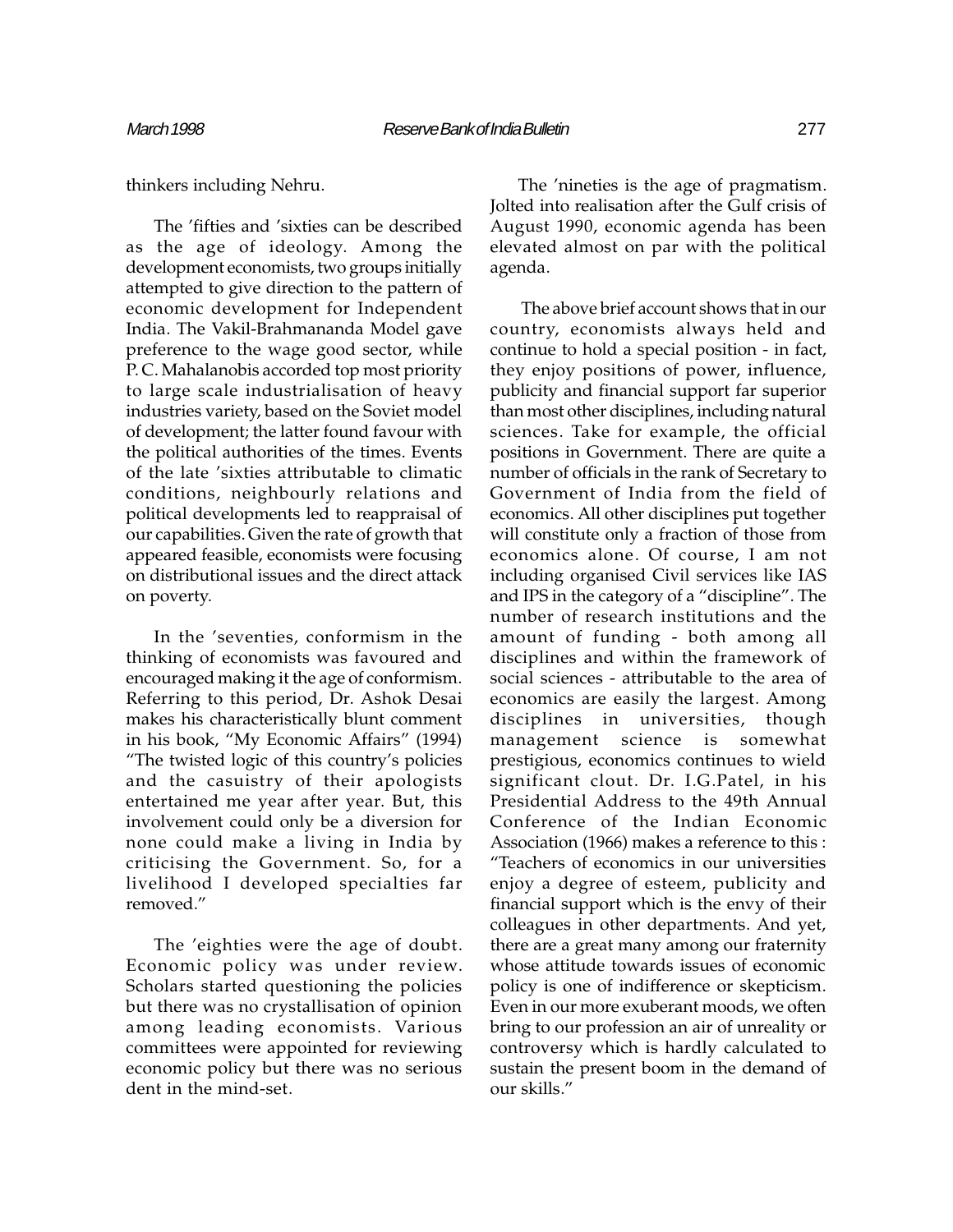thinkers including Nehru.

The 'fifties and 'sixties can be described as the age of ideology. Among the development economists, two groups initially attempted to give direction to the pattern of economic development for Independent India. The Vakil-Brahmananda Model gave preference to the wage good sector, while P. C. Mahalanobis accorded top most priority to large scale industrialisation of heavy industries variety, based on the Soviet model of development; the latter found favour with the political authorities of the times. Events of the late 'sixties attributable to climatic conditions, neighbourly relations and political developments led to reappraisal of our capabilities. Given the rate of growth that appeared feasible, economists were focusing on distributional issues and the direct attack on poverty.

In the 'seventies, conformism in the thinking of economists was favoured and encouraged making it the age of conformism. Referring to this period, Dr. Ashok Desai makes his characteristically blunt comment in his book, "My Economic Affairs" (1994) "The twisted logic of this country's policies and the casuistry of their apologists entertained me year after year. But, this involvement could only be a diversion for none could make a living in India by criticising the Government. So, for a livelihood I developed specialties far removed."

The 'eighties were the age of doubt. Economic policy was under review. Scholars started questioning the policies but there was no crystallisation of opinion among leading economists. Various committees were appointed for reviewing economic policy but there was no serious dent in the mind-set.

The 'nineties is the age of pragmatism. Jolted into realisation after the Gulf crisis of August 1990, economic agenda has been elevated almost on par with the political agenda.

The above brief account shows that in our country, economists always held and continue to hold a special position - in fact, they enjoy positions of power, influence, publicity and financial support far superior than most other disciplines, including natural sciences. Take for example, the official positions in Government. There are quite a number of officials in the rank of Secretary to Government of India from the field of economics. All other disciplines put together will constitute only a fraction of those from economics alone. Of course, I am not including organised Civil services like IAS and IPS in the category of a "discipline". The number of research institutions and the amount of funding - both among all disciplines and within the framework of social sciences - attributable to the area of economics are easily the largest. Among disciplines in universities, though management science is somewhat prestigious, economics continues to wield significant clout. Dr. I.G.Patel, in his Presidential Address to the 49th Annual Conference of the Indian Economic Association (1966) makes a reference to this : "Teachers of economics in our universities enjoy a degree of esteem, publicity and financial support which is the envy of their colleagues in other departments. And yet, there are a great many among our fraternity whose attitude towards issues of economic policy is one of indifference or skepticism. Even in our more exuberant moods, we often bring to our profession an air of unreality or controversy which is hardly calculated to sustain the present boom in the demand of our skills."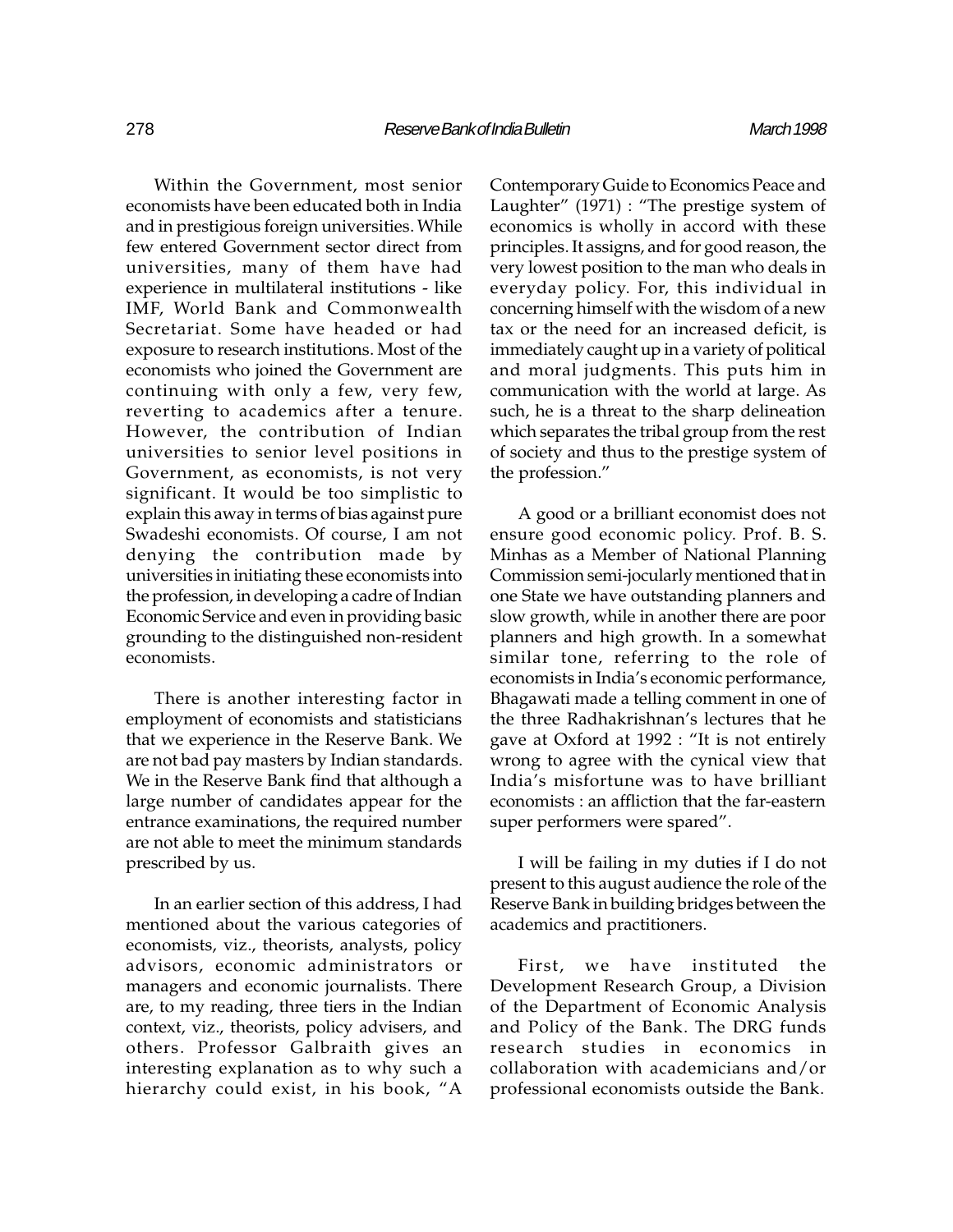Within the Government, most senior economists have been educated both in India and in prestigious foreign universities. While few entered Government sector direct from universities, many of them have had experience in multilateral institutions - like IMF, World Bank and Commonwealth Secretariat. Some have headed or had exposure to research institutions. Most of the economists who joined the Government are continuing with only a few, very few, reverting to academics after a tenure. However, the contribution of Indian universities to senior level positions in Government, as economists, is not very significant. It would be too simplistic to explain this away in terms of bias against pure Swadeshi economists. Of course, I am not denying the contribution made by universities in initiating these economists into the profession, in developing a cadre of Indian Economic Service and even in providing basic grounding to the distinguished non-resident economists.

There is another interesting factor in employment of economists and statisticians that we experience in the Reserve Bank. We are not bad pay masters by Indian standards. We in the Reserve Bank find that although a large number of candidates appear for the entrance examinations, the required number are not able to meet the minimum standards prescribed by us.

In an earlier section of this address, I had mentioned about the various categories of economists, viz., theorists, analysts, policy advisors, economic administrators or managers and economic journalists. There are, to my reading, three tiers in the Indian context, viz., theorists, policy advisers, and others. Professor Galbraith gives an interesting explanation as to why such a hierarchy could exist, in his book, "A Contemporary Guide to Economics Peace and Laughter" (1971) : "The prestige system of economics is wholly in accord with these principles. It assigns, and for good reason, the very lowest position to the man who deals in everyday policy. For, this individual in concerning himself with the wisdom of a new tax or the need for an increased deficit, is immediately caught up in a variety of political and moral judgments. This puts him in communication with the world at large. As such, he is a threat to the sharp delineation which separates the tribal group from the rest of society and thus to the prestige system of the profession."

A good or a brilliant economist does not ensure good economic policy. Prof. B. S. Minhas as a Member of National Planning Commission semi-jocularly mentioned that in one State we have outstanding planners and slow growth, while in another there are poor planners and high growth. In a somewhat similar tone, referring to the role of economists in India's economic performance, Bhagawati made a telling comment in one of the three Radhakrishnan's lectures that he gave at Oxford at 1992 : "It is not entirely wrong to agree with the cynical view that India's misfortune was to have brilliant economists : an affliction that the far-eastern super performers were spared".

I will be failing in my duties if I do not present to this august audience the role of the Reserve Bank in building bridges between the academics and practitioners.

First, we have instituted the Development Research Group, a Division of the Department of Economic Analysis and Policy of the Bank. The DRG funds research studies in economics in collaboration with academicians and/or professional economists outside the Bank.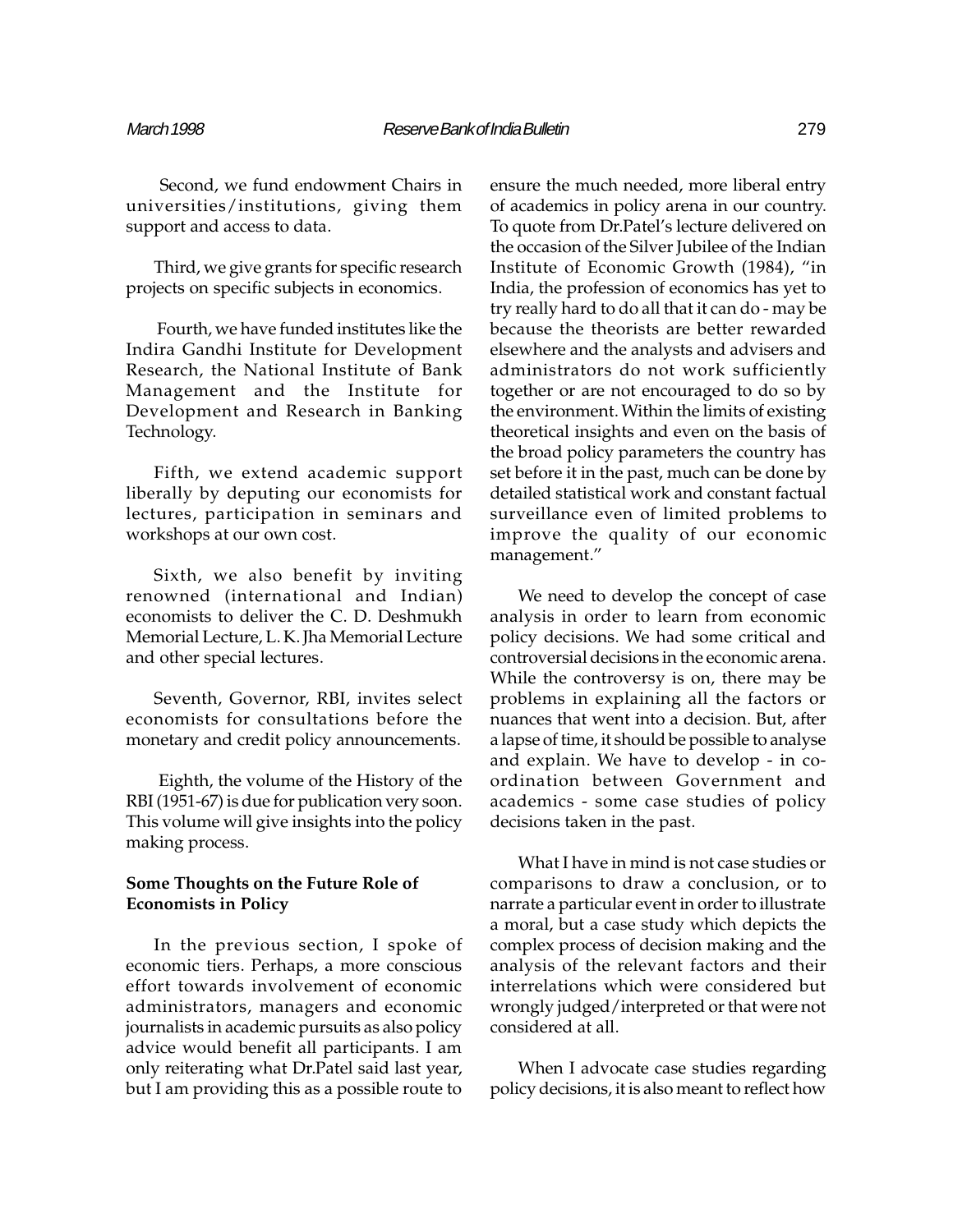Second, we fund endowment Chairs in universities/institutions, giving them support and access to data.

Third, we give grants for specific research projects on specific subjects in economics.

Fourth, we have funded institutes like the Indira Gandhi Institute for Development Research, the National Institute of Bank Management and the Institute for Development and Research in Banking Technology.

Fifth, we extend academic support liberally by deputing our economists for lectures, participation in seminars and workshops at our own cost.

Sixth, we also benefit by inviting renowned (international and Indian) economists to deliver the C. D. Deshmukh Memorial Lecture, L. K. Jha Memorial Lecture and other special lectures.

Seventh, Governor, RBI, invites select economists for consultations before the monetary and credit policy announcements.

Eighth, the volume of the History of the RBI (1951-67) is due for publication very soon. This volume will give insights into the policy making process.

**Some Thoughts on the Future Role of Economists in Policy**

In the previous section, I spoke of economic tiers. Perhaps, a more conscious effort towards involvement of economic administrators, managers and economic journalists in academic pursuits as also policy advice would benefit all participants. I am only reiterating what Dr.Patel said last year, but I am providing this as a possible route to ensure the much needed, more liberal entry of academics in policy arena in our country. To quote from Dr.Patel's lecture delivered on the occasion of the Silver Jubilee of the Indian Institute of Economic Growth (1984), "in India, the profession of economics has yet to try really hard to do all that it can do - may be because the theorists are better rewarded elsewhere and the analysts and advisers and administrators do not work sufficiently together or are not encouraged to do so by the environment. Within the limits of existing theoretical insights and even on the basis of the broad policy parameters the country has set before it in the past, much can be done by detailed statistical work and constant factual surveillance even of limited problems to improve the quality of our economic management."

We need to develop the concept of case analysis in order to learn from economic policy decisions. We had some critical and controversial decisions in the economic arena. While the controversy is on, there may be problems in explaining all the factors or nuances that went into a decision. But, after a lapse of time, it should be possible to analyse and explain. We have to develop - in co-ordination between Government and academics - some case studies of policy decisions taken in the past.

What I have in mind is not case studies or comparisons to draw a conclusion, or to narrate a particular event in order to illustrate a moral, but a case study which depicts the complex process of decision making and the analysis of the relevant factors and their interrelations which were considered but wrongly judged/interpreted or that were not considered at all.

When I advocate case studies regarding policy decisions, it is also meant to reflect how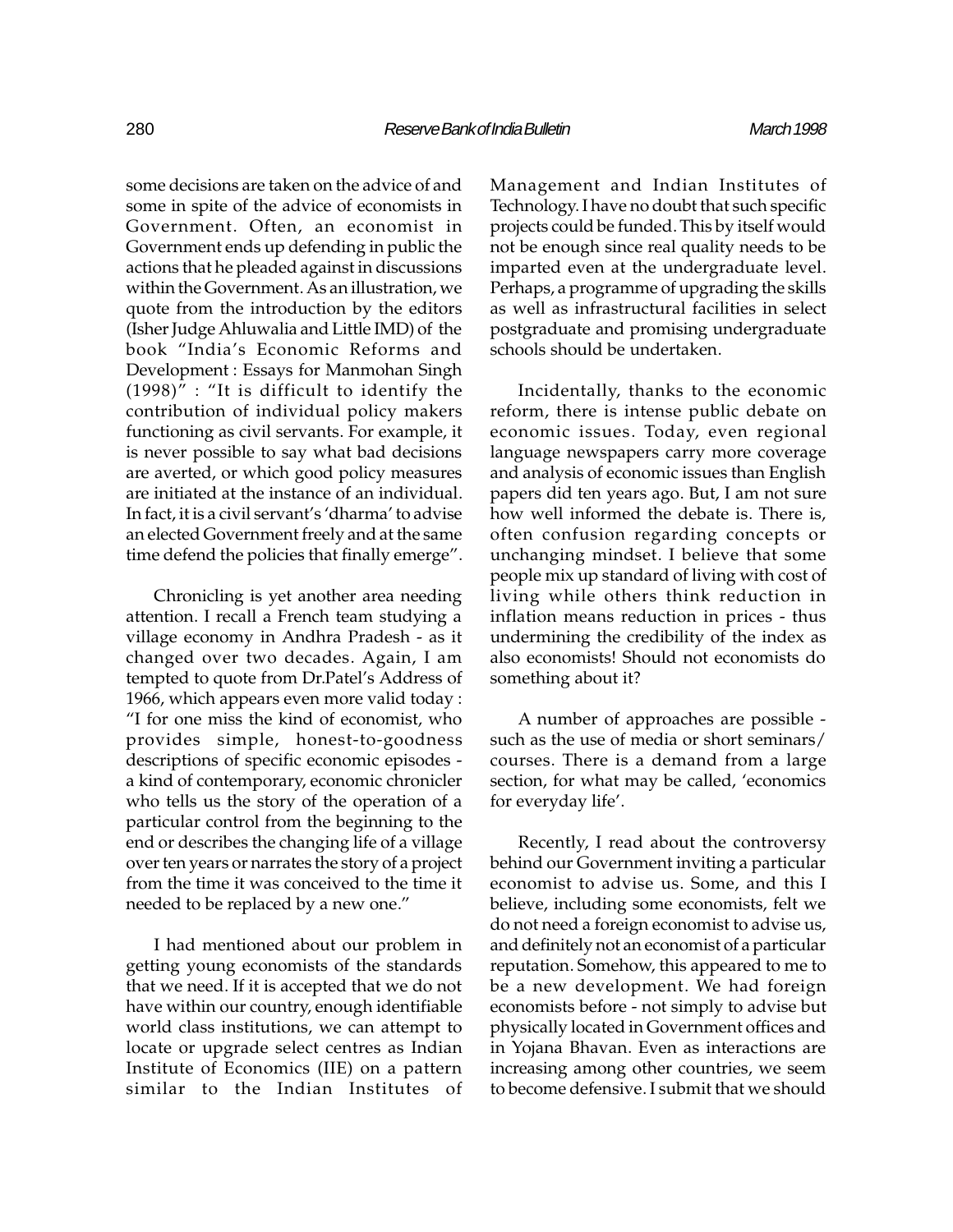some decisions are taken on the advice of and some in spite of the advice of economists in Government. Often, an economist in Government ends up defending in public the actions that he pleaded against in discussions within the Government. As an illustration, we quote from the introduction by the editors (Isher Judge Ahluwalia and Little IMD) of the book "India's Economic Reforms and Development : Essays for Manmohan Singh (1998)" : "It is difficult to identify the contribution of individual policy makers functioning as civil servants. For example, it is never possible to say what bad decisions are averted, or which good policy measures are initiated at the instance of an individual. In fact, it is a civil servant's 'dharma' to advise an elected Government freely and at the same time defend the policies that finally emerge".

Chronicling is yet another area needing attention. I recall a French team studying a village economy in Andhra Pradesh - as it changed over two decades. Again, I am tempted to quote from Dr.Patel's Address of 1966, which appears even more valid today : "I for one miss the kind of economist, who provides simple, honest-to-goodness descriptions of specific economic episodes - a kind of contemporary, economic chronicler who tells us the story of the operation of a particular control from the beginning to the end or describes the changing life of a village over ten years or narrates the story of a project from the time it was conceived to the time it needed to be replaced by a new one."

I had mentioned about our problem in getting young economists of the standards that we need. If it is accepted that we do not have within our country, enough identifiable world class institutions, we can attempt to locate or upgrade select centres as Indian Institute of Economics (IIE) on a pattern similar to the Indian Institutes of Management and Indian Institutes of Technology. I have no doubt that such specific projects could be funded. This by itself would not be enough since real quality needs to be imparted even at the undergraduate level. Perhaps, a programme of upgrading the skills as well as infrastructural facilities in select postgraduate and promising undergraduate schools should be undertaken.

Incidentally, thanks to the economic reform, there is intense public debate on economic issues. Today, even regional language newspapers carry more coverage and analysis of economic issues than English papers did ten years ago. But, I am not sure how well informed the debate is. There is, often confusion regarding concepts or unchanging mindset. I believe that some people mix up standard of living with cost of living while others think reduction in inflation means reduction in prices - thus undermining the credibility of the index as also economists! Should not economists do something about it?

A number of approaches are possible - such as the use of media or short seminars/ courses. There is a demand from a large section, for what may be called, 'economics for everyday life'.

Recently, I read about the controversy behind our Government inviting a particular economist to advise us. Some, and this I believe, including some economists, felt we do not need a foreign economist to advise us, and definitely not an economist of a particular reputation. Somehow, this appeared to me to be a new development. We had foreign economists before - not simply to advise but physically located in Government offices and in Yojana Bhavan. Even as interactions are increasing among other countries, we seem to become defensive. I submit that we should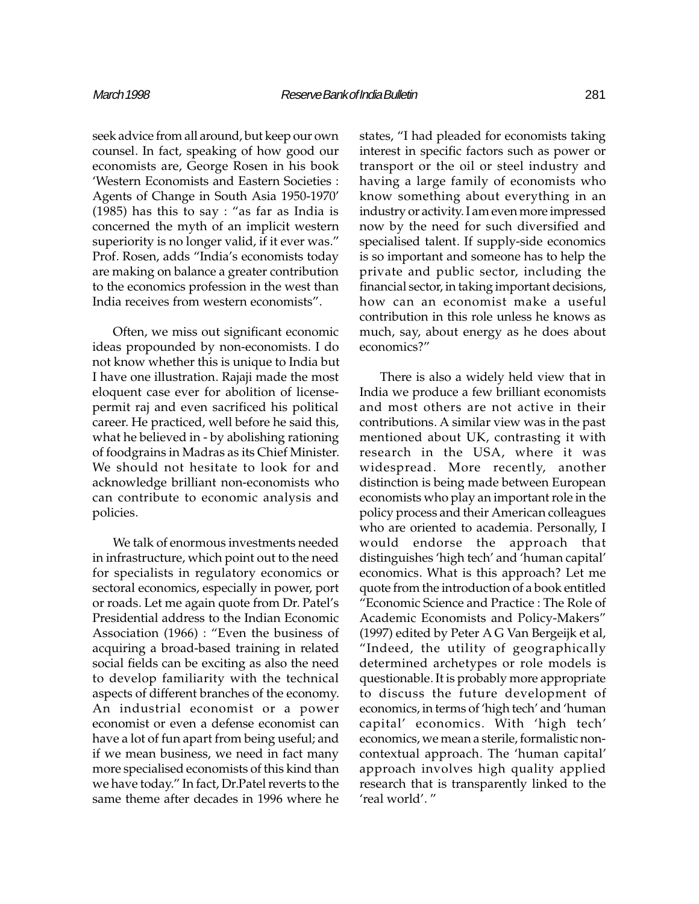seek advice from all around, but keep our own counsel. In fact, speaking of how good our economists are, George Rosen in his book 'Western Economists and Eastern Societies : Agents of Change in South Asia 1950-1970' (1985) has this to say : "as far as India is concerned the myth of an implicit western superiority is no longer valid, if it ever was." Prof. Rosen, adds "India's economists today are making on balance a greater contribution to the economics profession in the west than India receives from western economists".

Often, we miss out significant economic ideas propounded by non-economists. I do not know whether this is unique to India but I have one illustration. Rajaji made the most eloquent case ever for abolition of license-permit raj and even sacrificed his political career. He practiced, well before he said this, what he believed in - by abolishing rationing of foodgrains in Madras as its Chief Minister. We should not hesitate to look for and acknowledge brilliant non-economists who can contribute to economic analysis and policies.

We talk of enormous investments needed in infrastructure, which point out to the need for specialists in regulatory economics or sectoral economics, especially in power, port or roads. Let me again quote from Dr. Patel's Presidential address to the Indian Economic Association (1966) : "Even the business of acquiring a broad-based training in related social fields can be exciting as also the need to develop familiarity with the technical aspects of different branches of the economy. An industrial economist or a power economist or even a defense economist can have a lot of fun apart from being useful; and if we mean business, we need in fact many more specialised economists of this kind than we have today." In fact, Dr.Patel reverts to the same theme after decades in 1996 where he states, "I had pleaded for economists taking interest in specific factors such as power or transport or the oil or steel industry and having a large family of economists who know something about everything in an industry or activity. I am even more impressed now by the need for such diversified and specialised talent. If supply-side economics is so important and someone has to help the private and public sector, including the financial sector, in taking important decisions, how can an economist make a useful contribution in this role unless he knows as much, say, about energy as he does about economics?"

There is also a widely held view that in India we produce a few brilliant economists and most others are not active in their contributions. A similar view was in the past mentioned about UK, contrasting it with research in the USA, where it was widespread. More recently, another distinction is being made between European economists who play an important role in the policy process and their American colleagues who are oriented to academia. Personally, I would endorse the approach that distinguishes 'high tech' and 'human capital' economics. What is this approach? Let me quote from the introduction of a book entitled "Economic Science and Practice : The Role of Academic Economists and Policy-Makers" (1997) edited by Peter A G Van Bergeijk et al, "Indeed, the utility of geographically determined archetypes or role models is questionable. It is probably more appropriate to discuss the future development of economics, in terms of 'high tech' and 'human capital' economics. With 'high tech' economics, we mean a sterile, formalistic non-contextual approach. The 'human capital' approach involves high quality applied research that is transparently linked to the 'real world'. "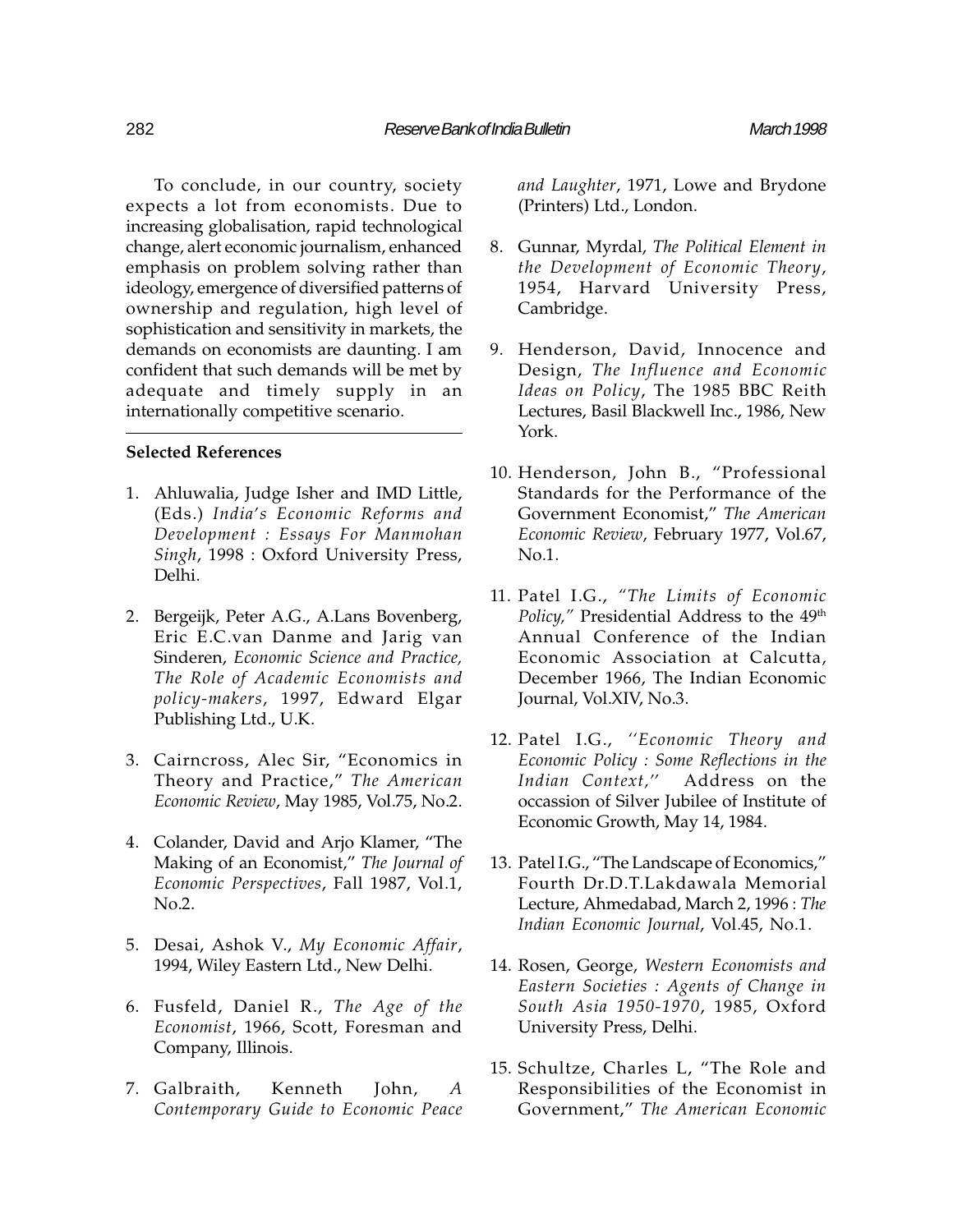To conclude, in our country, society expects a lot from economists. Due to increasing globalisation, rapid technological change, alert economic journalism, enhanced emphasis on problem solving rather than ideology, emergence of diversified patterns of ownership and regulation, high level of sophistication and sensitivity in markets, the demands on economists are daunting. I am confident that such demands will be met by adequate and timely supply in an internationally competitive scenario.

---

**Selected References**

1. Ahluwalia, Judge Isher and IMD Little, (Eds.) *India's Economic Reforms and Development : Essays For Manmohan Singh*, 1998 : Oxford University Press, Delhi.

2. Bergeijk, Peter A.G., A.Lans Bovenberg, Eric E.C.van Danme and Jarig van Sinderen, *Economic Science and Practice, The Role of Academic Economists and policy-makers*, 1997, Edward Elgar Publishing Ltd., U.K.

3. Cairncross, Alec Sir, "Economics in Theory and Practice," *The American Economic Review*, May 1985, Vol.75, No.2.

4. Colander, David and Arjo Klamer, "The Making of an Economist," *The Journal of Economic Perspectives*, Fall 1987, Vol.1, No.2.

5. Desai, Ashok V., *My Economic Affair*, 1994, Wiley Eastern Ltd., New Delhi.

6. Fusfeld, Daniel R., *The Age of the Economist*, 1966, Scott, Foresman and Company, Illinois.

7. Galbraith, Kenneth John, *A Contemporary Guide to Economic Peace and Laughter*, 1971, Lowe and Brydone (Printers) Ltd., London.

8. Gunnar, Myrdal, *The Political Element in the Development of Economic Theory*, 1954, Harvard University Press, Cambridge.

9. Henderson, David, Innocence and Design, *The Influence and Economic Ideas on Policy*, The 1985 BBC Reith Lectures, Basil Blackwell Inc., 1986, New York.

10. Henderson, John B., "Professional Standards for the Performance of the Government Economist," *The American Economic Review*, February 1977, Vol.67, No.1.

11. Patel I.G., *"The Limits of Economic Policy,"* Presidential Address to the 49th Annual Conference of the Indian Economic Association at Calcutta, December 1966, The Indian Economic Journal, Vol.XIV, No.3.

12. Patel I.G., *''Economic Theory and Economic Policy : Some Reflections in the Indian Context,''* Address on the occassion of Silver Jubilee of Institute of Economic Growth, May 14, 1984.

13. Patel I.G., "The Landscape of Economics," Fourth Dr.D.T.Lakdawala Memorial Lecture, Ahmedabad, March 2, 1996 : *The Indian Economic Journal*, Vol.45, No.1.

14. Rosen, George, *Western Economists and Eastern Societies : Agents of Change in South Asia 1950-1970*, 1985, Oxford University Press, Delhi.

15. Schultze, Charles L, "The Role and Responsibilities of the Economist in Government," *The American Economic*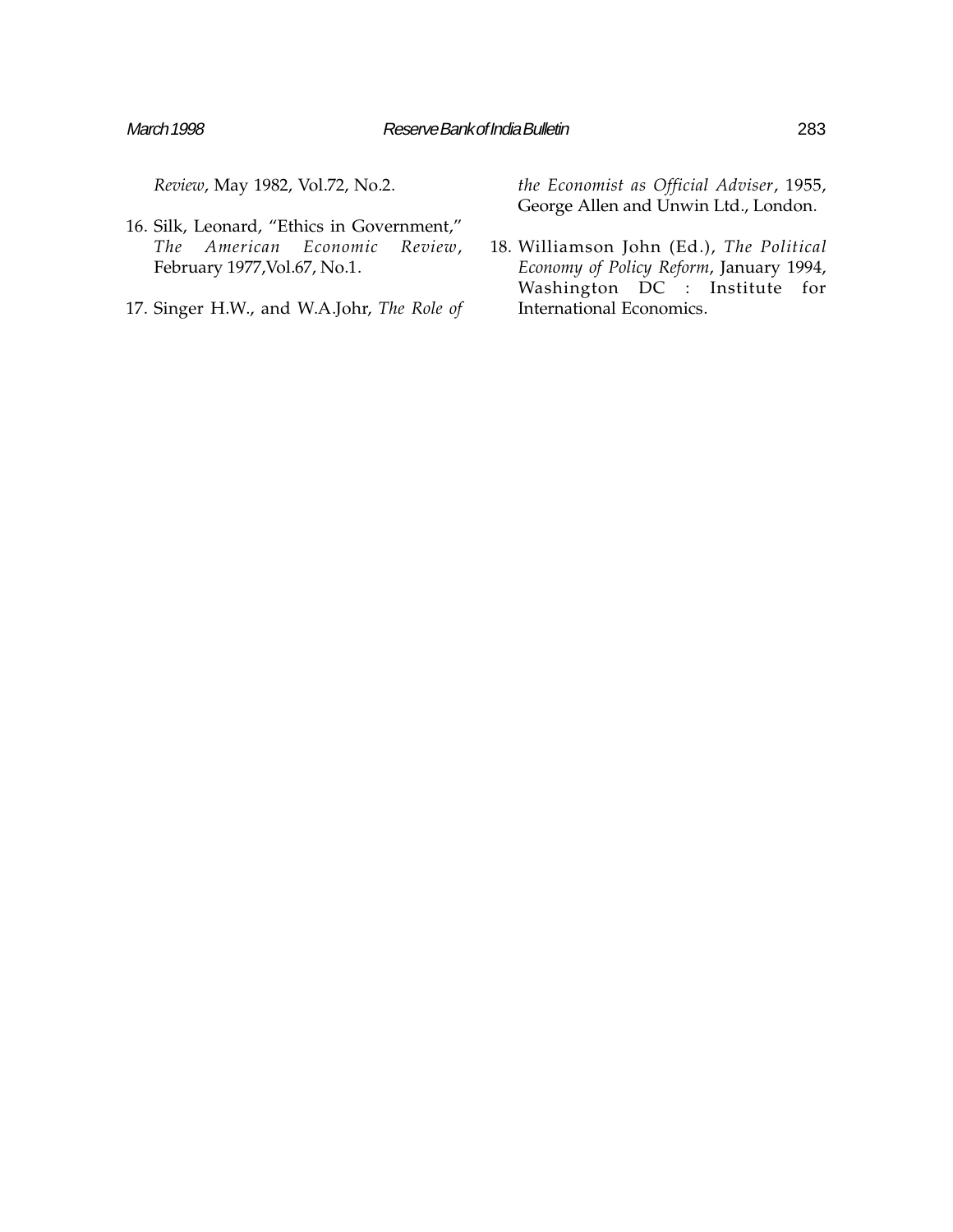*Review*, May 1982, Vol.72, No.2.

16. Silk, Leonard, "Ethics in Government," *The American Economic Review*, February 1977,Vol.67, No.1.

17. Singer H.W., and W.A.Johr, *The Role of the Economist as Official Adviser*, 1955, George Allen and Unwin Ltd., London.

18. Williamson John (Ed.), *The Political Economy of Policy Reform*, January 1994, Washington DC : Institute for International Economics.